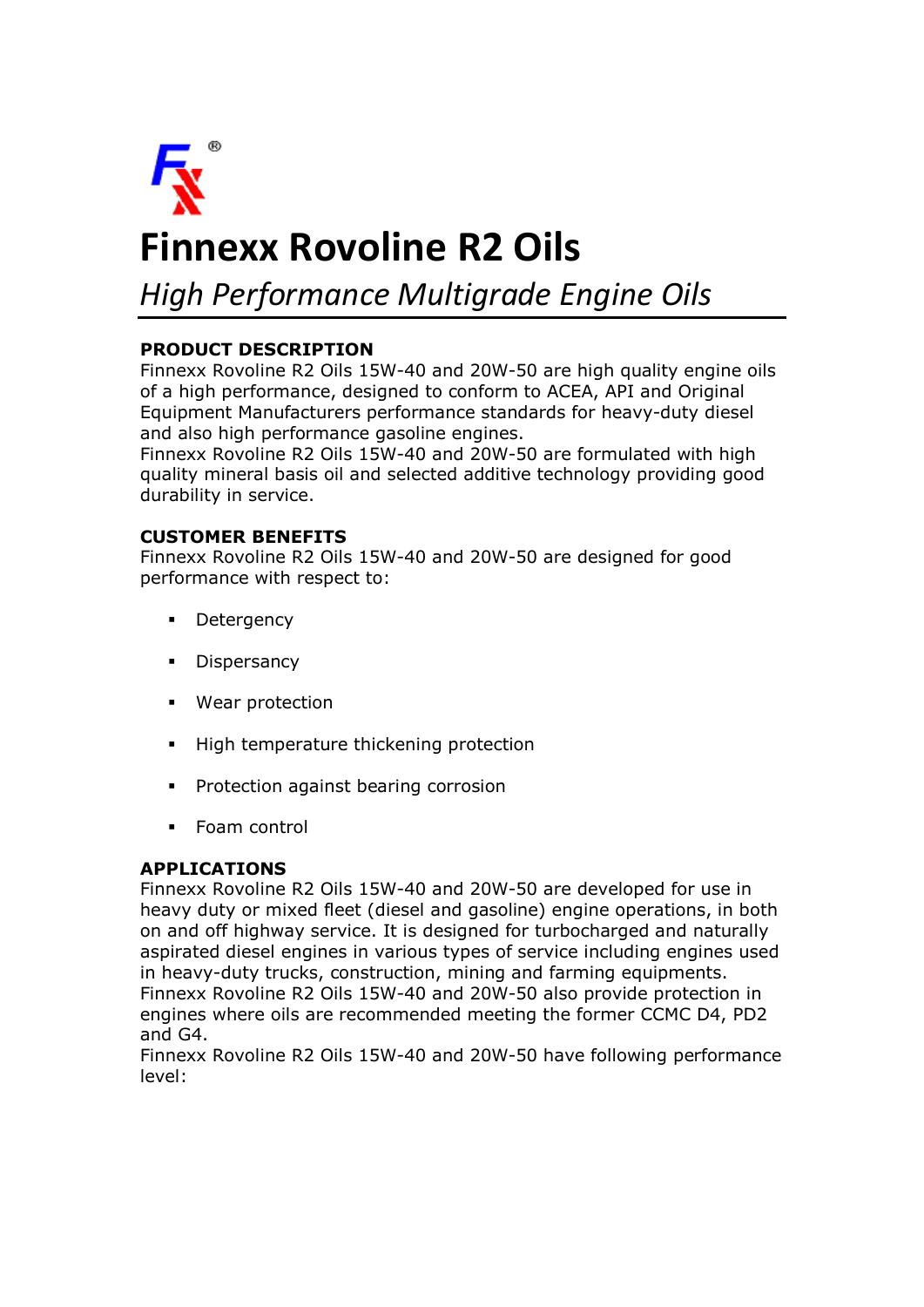# Finnexx Rovoline R2 Oils

*High Performance Multigrade Engine Oils*

## PRODUCT DESCRIPTION

Finnexx Rovoline R2 Oils 15W-40 and 20W-50 are high quality engine oils of a high performance, designed to conform to ACEA, API and Original Equipment Manufacturers performance standards for heavy-duty diesel and also high performance gasoline engines.

Finnexx Rovoline R2 Oils 15W-40 and 20W-50 are formulated with high quality mineral basis oil and selected additive technology providing good durability in service.

## CUSTOMER BENEFITS

Finnexx Rovoline R2 Oils 15W-40 and 20W-50 are designed for good performance with respect to:

- Detergency
- Dispersancy
- Wear protection
- High temperature thickening protection
- Protection against bearing corrosion
- Foam control

## APPLICATIONS

Finnexx Rovoline R2 Oils 15W-40 and 20W-50 are developed for use in heavy duty or mixed fleet (diesel and gasoline) engine operations, in both on and off highway service. It is designed for turbocharged and naturally aspirated diesel engines in various types of service including engines used in heavy-duty trucks, construction, mining and farming equipments.

Finnexx Rovoline R2 Oils 15W-40 and 20W-50 also provide protection in engines where oils are recommended meeting the former CCMC D4, PD2 and G4.

Finnexx Rovoline R2 Oils 15W-40 and 20W-50 have following performance level: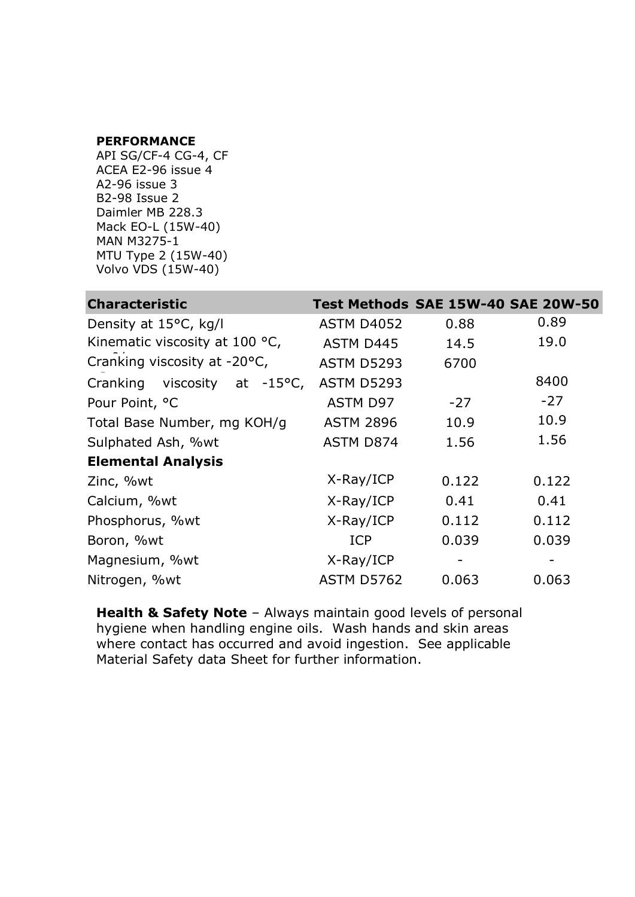**PERFORMANCE**

API SG/CF-4 CG-4, CF
ACEA E2-96 issue 4
A2-96 issue 3
B2-98 Issue 2
Daimler MB 228.3
Mack EO-L (15W-40)
MAN M3275-1
MTU Type 2 (15W-40)
Volvo VDS (15W-40)

| Characteristic | Test Methods | SAE 15W-40 | SAE 20W-50 |
|---|---|---|---|
| Density at 15°C, kg/l | ASTM D4052 | 0.88 | 0.89 |
| Kinematic viscosity at 100 °C, | ASTM D445 | 14.5 | 19.0 |
| Cranking viscosity at -20°C, | ASTM D5293 | 6700 | |
| Cranking viscosity at -15°C, | ASTM D5293 | | 8400 |
| Pour Point, °C | ASTM D97 | -27 | -27 |
| Total Base Number, mg KOH/g | ASTM 2896 | 10.9 | 10.9 |
| Sulphated Ash, %wt | ASTM D874 | 1.56 | 1.56 |
| **Elemental Analysis** | | | |
| Zinc, %wt | X-Ray/ICP | 0.122 | 0.122 |
| Calcium, %wt | X-Ray/ICP | 0.41 | 0.41 |
| Phosphorus, %wt | X-Ray/ICP | 0.112 | 0.112 |
| Boron, %wt | ICP | 0.039 | 0.039 |
| Magnesium, %wt | X-Ray/ICP | - | - |
| Nitrogen, %wt | ASTM D5762 | 0.063 | 0.063 |

**Health & Safety Note** – Always maintain good levels of personal hygiene when handling engine oils. Wash hands and skin areas where contact has occurred and avoid ingestion. See applicable Material Safety data Sheet for further information.